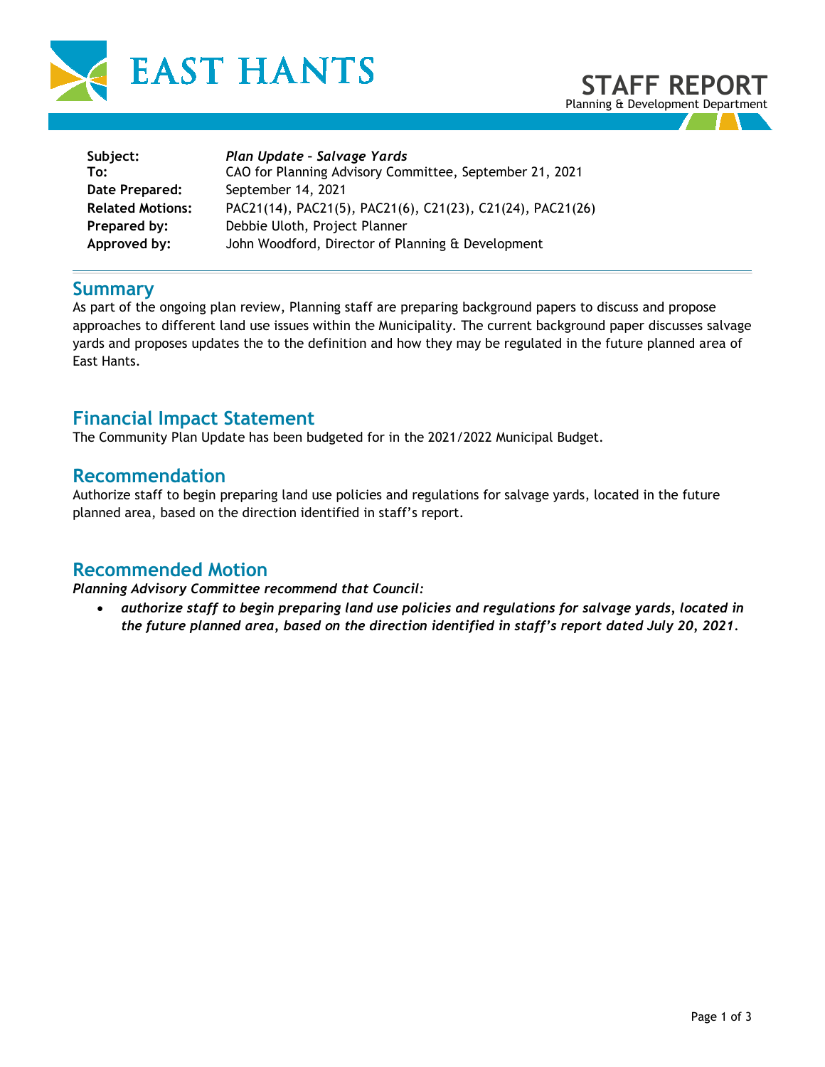EAST HANTS

# STAFF REPORT

Planning & Development Department

| | |
|---|---|
| **Subject:** | ***Plan Update – Salvage Yards*** |
| **To:** | CAO for Planning Advisory Committee, September 21, 2021 |
| **Date Prepared:** | September 14, 2021 |
| **Related Motions:** | PAC21(14), PAC21(5), PAC21(6), C21(23), C21(24), PAC21(26) |
| **Prepared by:** | Debbie Uloth, Project Planner |
| **Approved by:** | John Woodford, Director of Planning & Development |

## Summary

As part of the ongoing plan review, Planning staff are preparing background papers to discuss and propose approaches to different land use issues within the Municipality. The current background paper discusses salvage yards and proposes updates the to the definition and how they may be regulated in the future planned area of East Hants.

## Financial Impact Statement

The Community Plan Update has been budgeted for in the 2021/2022 Municipal Budget.

## Recommendation

Authorize staff to begin preparing land use policies and regulations for salvage yards, located in the future planned area, based on the direction identified in staff's report.

## Recommended Motion

***Planning Advisory Committee recommend that Council:***

- ***authorize staff to begin preparing land use policies and regulations for salvage yards, located in the future planned area, based on the direction identified in staff's report dated July 20, 2021.***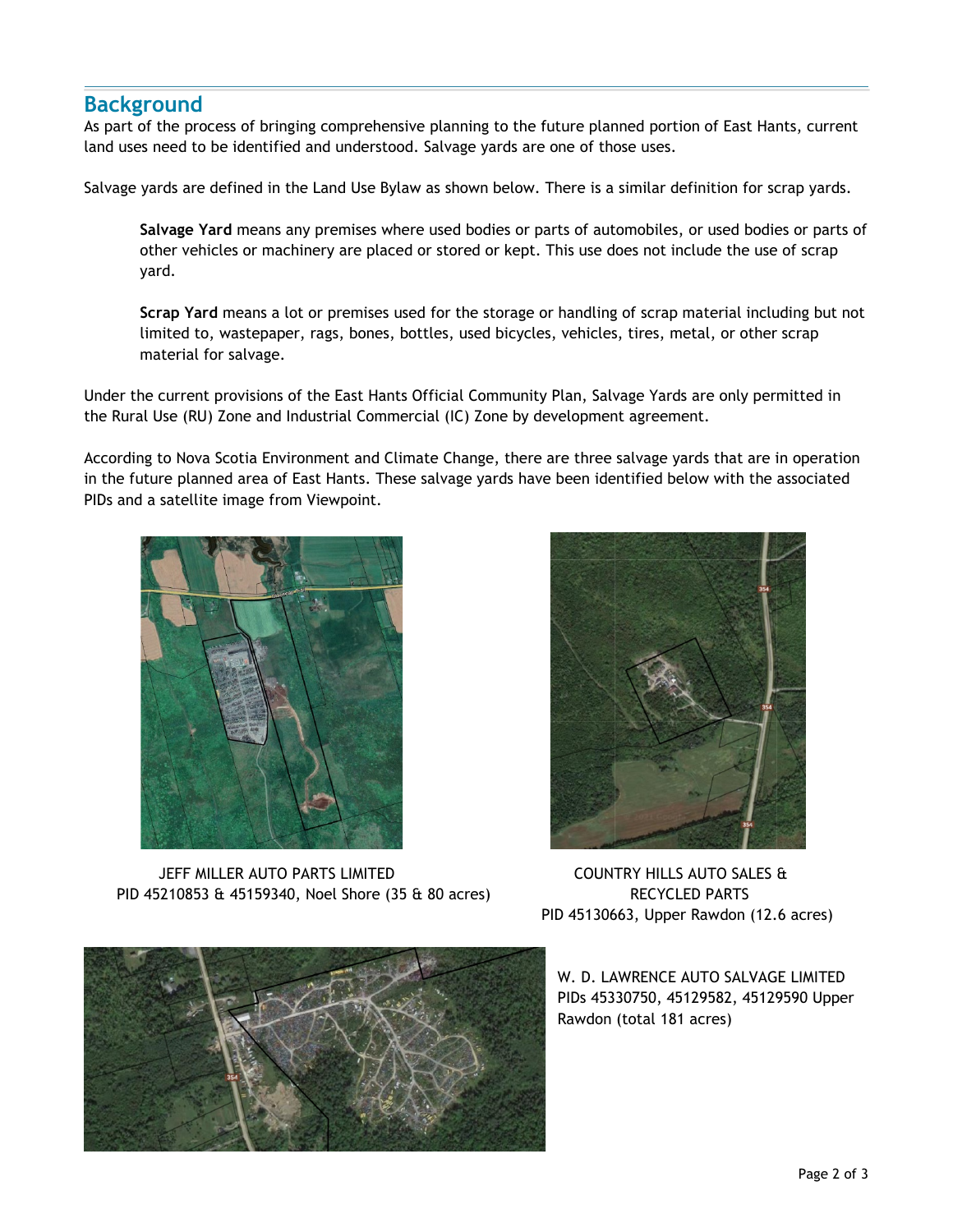## Background

As part of the process of bringing comprehensive planning to the future planned portion of East Hants, current land uses need to be identified and understood. Salvage yards are one of those uses.

Salvage yards are defined in the Land Use Bylaw as shown below. There is a similar definition for scrap yards.

> **Salvage Yard** means any premises where used bodies or parts of automobiles, or used bodies or parts of other vehicles or machinery are placed or stored or kept. This use does not include the use of scrap yard.
>
> **Scrap Yard** means a lot or premises used for the storage or handling of scrap material including but not limited to, wastepaper, rags, bones, bottles, used bicycles, vehicles, tires, metal, or other scrap material for salvage.

Under the current provisions of the East Hants Official Community Plan, Salvage Yards are only permitted in the Rural Use (RU) Zone and Industrial Commercial (IC) Zone by development agreement.

According to Nova Scotia Environment and Climate Change, there are three salvage yards that are in operation in the future planned area of East Hants. These salvage yards have been identified below with the associated PIDs and a satellite image from Viewpoint.

JEFF MILLER AUTO PARTS LIMITED
PID 45210853 & 45159340, Noel Shore (35 & 80 acres)

COUNTRY HILLS AUTO SALES & RECYCLED PARTS
PID 45130663, Upper Rawdon (12.6 acres)

W. D. LAWRENCE AUTO SALVAGE LIMITED
PIDs 45330750, 45129582, 45129590 Upper Rawdon (total 181 acres)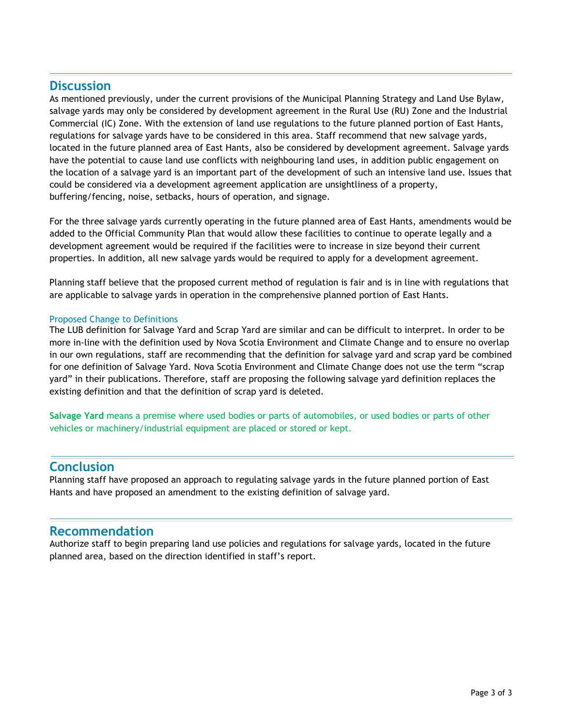## Discussion

As mentioned previously, under the current provisions of the Municipal Planning Strategy and Land Use Bylaw, salvage yards may only be considered by development agreement in the Rural Use (RU) Zone and the Industrial Commercial (IC) Zone. With the extension of land use regulations to the future planned portion of East Hants, regulations for salvage yards have to be considered in this area. Staff recommend that new salvage yards, located in the future planned area of East Hants, also be considered by development agreement. Salvage yards have the potential to cause land use conflicts with neighbouring land uses, in addition public engagement on the location of a salvage yard is an important part of the development of such an intensive land use. Issues that could be considered via a development agreement application are unsightliness of a property, buffering/fencing, noise, setbacks, hours of operation, and signage.

For the three salvage yards currently operating in the future planned area of East Hants, amendments would be added to the Official Community Plan that would allow these facilities to continue to operate legally and a development agreement would be required if the facilities were to increase in size beyond their current properties. In addition, all new salvage yards would be required to apply for a development agreement.

Planning staff believe that the proposed current method of regulation is fair and is in line with regulations that are applicable to salvage yards in operation in the comprehensive planned portion of East Hants.

### Proposed Change to Definitions

The LUB definition for Salvage Yard and Scrap Yard are similar and can be difficult to interpret. In order to be more in-line with the definition used by Nova Scotia Environment and Climate Change and to ensure no overlap in our own regulations, staff are recommending that the definition for salvage yard and scrap yard be combined for one definition of Salvage Yard. Nova Scotia Environment and Climate Change does not use the term "scrap yard" in their publications. Therefore, staff are proposing the following salvage yard definition replaces the existing definition and that the definition of scrap yard is deleted.

**Salvage Yard** means a premise where used bodies or parts of automobiles, or used bodies or parts of other vehicles or machinery/industrial equipment are placed or stored or kept.

## Conclusion

Planning staff have proposed an approach to regulating salvage yards in the future planned portion of East Hants and have proposed an amendment to the existing definition of salvage yard.

## Recommendation

Authorize staff to begin preparing land use policies and regulations for salvage yards, located in the future planned area, based on the direction identified in staff's report.